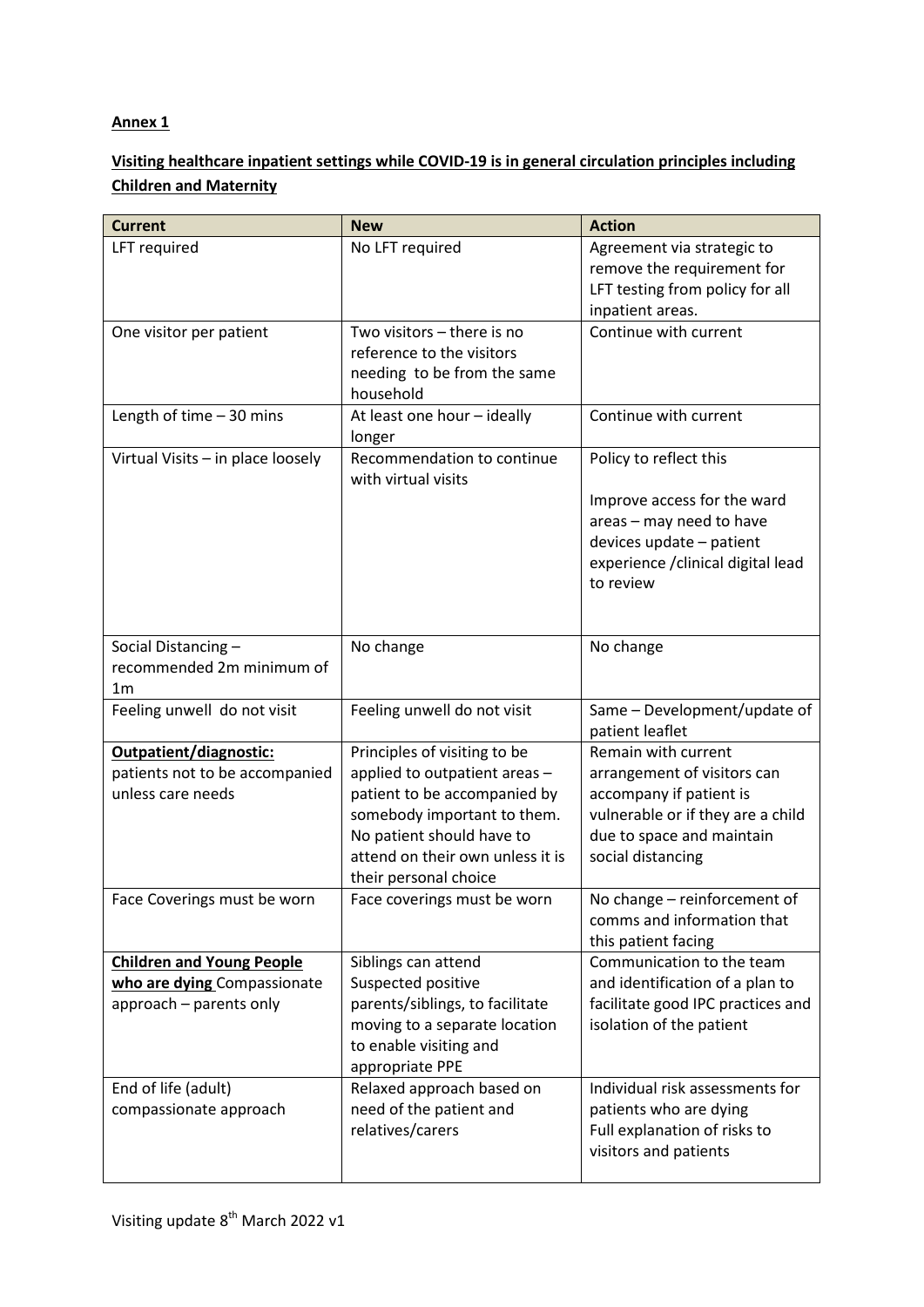**Annex 1**

**Visiting healthcare inpatient settings while COVID-19 is in general circulation principles including Children and Maternity**

| Current | New | Action |
|---|---|---|
| LFT required | No LFT required | Agreement via strategic to remove the requirement for LFT testing from policy for all inpatient areas. |
| One visitor per patient | Two visitors – there is no reference to the visitors needing to be from the same household | Continue with current |
| Length of time – 30 mins | At least one hour – ideally longer | Continue with current |
| Virtual Visits – in place loosely | Recommendation to continue with virtual visits | Policy to reflect this<br><br>Improve access for the ward areas – may need to have devices update – patient experience /clinical digital lead to review |
| Social Distancing – recommended 2m minimum of 1m | No change | No change |
| Feeling unwell do not visit | Feeling unwell do not visit | Same – Development/update of patient leaflet |
| **Outpatient/diagnostic:** patients not to be accompanied unless care needs | Principles of visiting to be applied to outpatient areas – patient to be accompanied by somebody important to them. No patient should have to attend on their own unless it is their personal choice | Remain with current arrangement of visitors can accompany if patient is vulnerable or if they are a child due to space and maintain social distancing |
| Face Coverings must be worn | Face coverings must be worn | No change – reinforcement of comms and information that this patient facing |
| **Children and Young People who are dying** Compassionate approach – parents only | Siblings can attend<br>Suspected positive parents/siblings, to facilitate moving to a separate location to enable visiting and appropriate PPE | Communication to the team and identification of a plan to facilitate good IPC practices and isolation of the patient |
| End of life (adult) compassionate approach | Relaxed approach based on need of the patient and relatives/carers | Individual risk assessments for patients who are dying<br>Full explanation of risks to visitors and patients |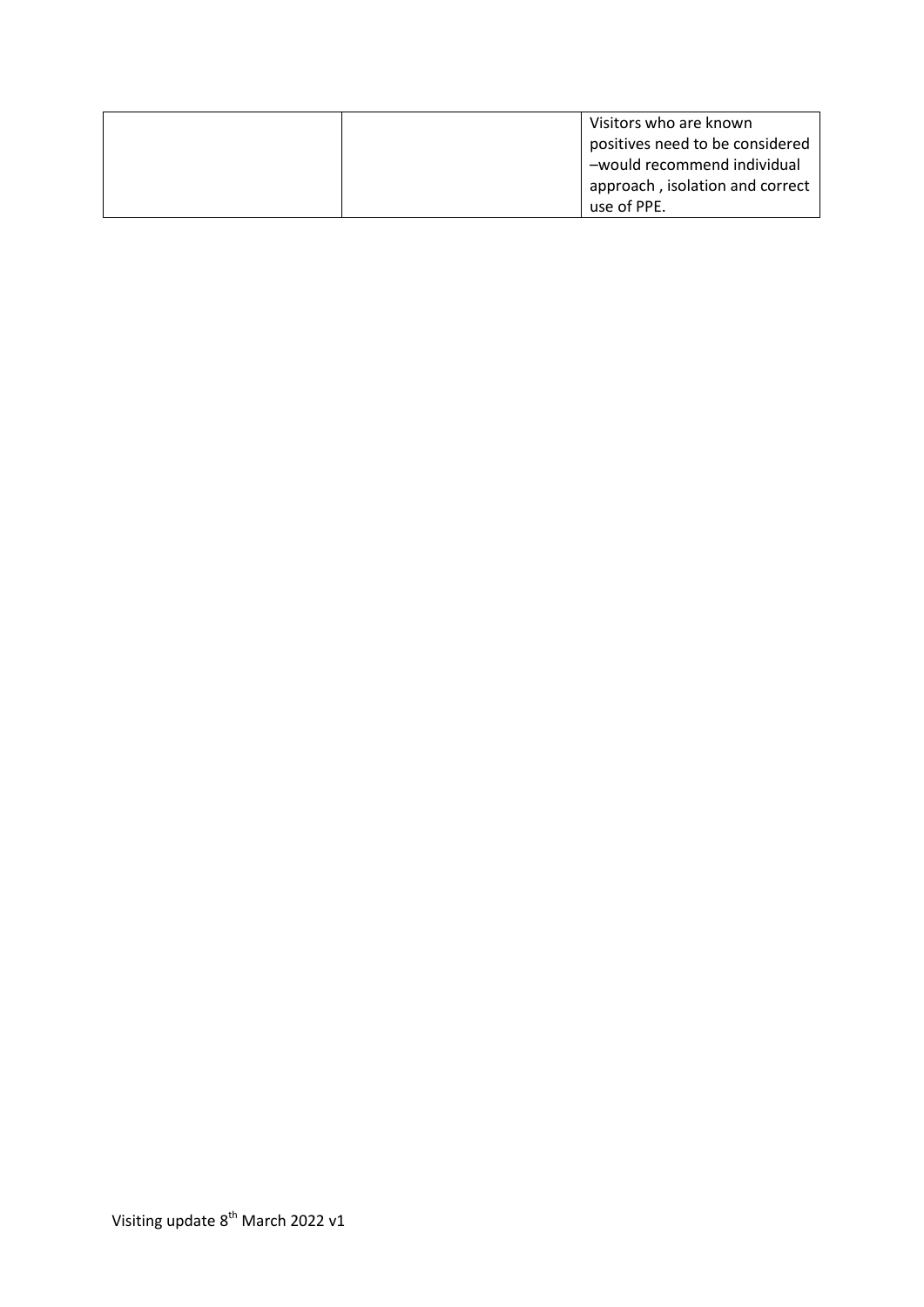| | | |
|---|---|---|
| | | Visitors who are known positives need to be considered –would recommend individual approach , isolation and correct use of PPE. |

Visiting update 8th March 2022 v1